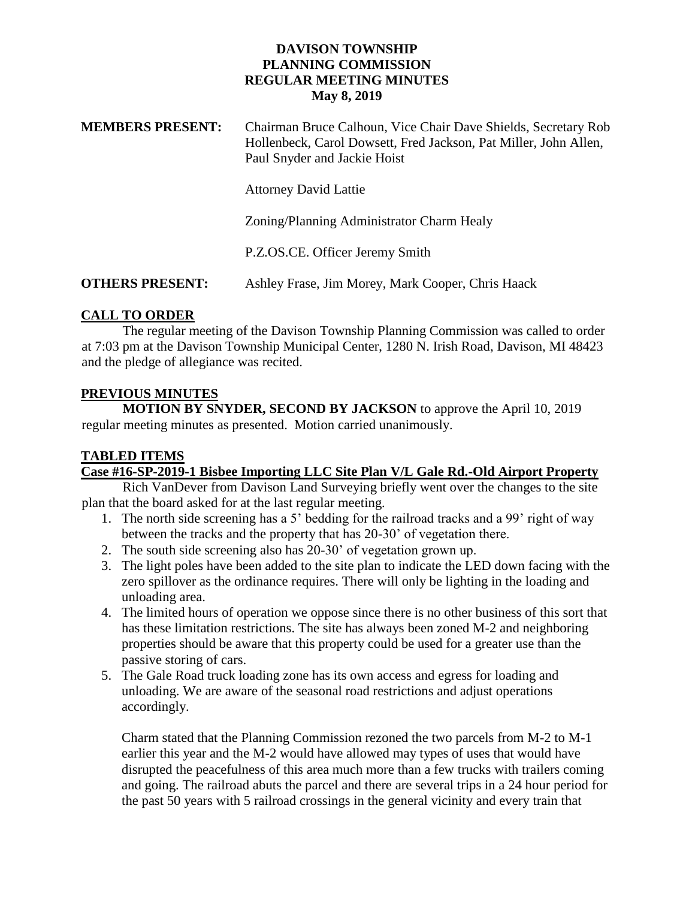# DAVISON TOWNSHIP
## PLANNING COMMISSION
## REGULAR MEETING MINUTES
### May 8, 2019

**MEMBERS PRESENT:** Chairman Bruce Calhoun, Vice Chair Dave Shields, Secretary Rob Hollenbeck, Carol Dowsett, Fred Jackson, Pat Miller, John Allen, Paul Snyder and Jackie Hoist

Attorney David Lattie

Zoning/Planning Administrator Charm Healy

P.Z.OS.CE. Officer Jeremy Smith

**OTHERS PRESENT:** Ashley Frase, Jim Morey, Mark Cooper, Chris Haack

## CALL TO ORDER

The regular meeting of the Davison Township Planning Commission was called to order at 7:03 pm at the Davison Township Municipal Center, 1280 N. Irish Road, Davison, MI 48423 and the pledge of allegiance was recited.

## PREVIOUS MINUTES

**MOTION BY SNYDER, SECOND BY JACKSON** to approve the April 10, 2019 regular meeting minutes as presented. Motion carried unanimously.

## TABLED ITEMS

### Case #16-SP-2019-1 Bisbee Importing LLC Site Plan V/L Gale Rd.-Old Airport Property

Rich VanDever from Davison Land Surveying briefly went over the changes to the site plan that the board asked for at the last regular meeting.

1. The north side screening has a 5' bedding for the railroad tracks and a 99' right of way between the tracks and the property that has 20-30' of vegetation there.
2. The south side screening also has 20-30' of vegetation grown up.
3. The light poles have been added to the site plan to indicate the LED down facing with the zero spillover as the ordinance requires. There will only be lighting in the loading and unloading area.
4. The limited hours of operation we oppose since there is no other business of this sort that has these limitation restrictions. The site has always been zoned M-2 and neighboring properties should be aware that this property could be used for a greater use than the passive storing of cars.
5. The Gale Road truck loading zone has its own access and egress for loading and unloading. We are aware of the seasonal road restrictions and adjust operations accordingly.

Charm stated that the Planning Commission rezoned the two parcels from M-2 to M-1 earlier this year and the M-2 would have allowed may types of uses that would have disrupted the peacefulness of this area much more than a few trucks with trailers coming and going. The railroad abuts the parcel and there are several trips in a 24 hour period for the past 50 years with 5 railroad crossings in the general vicinity and every train that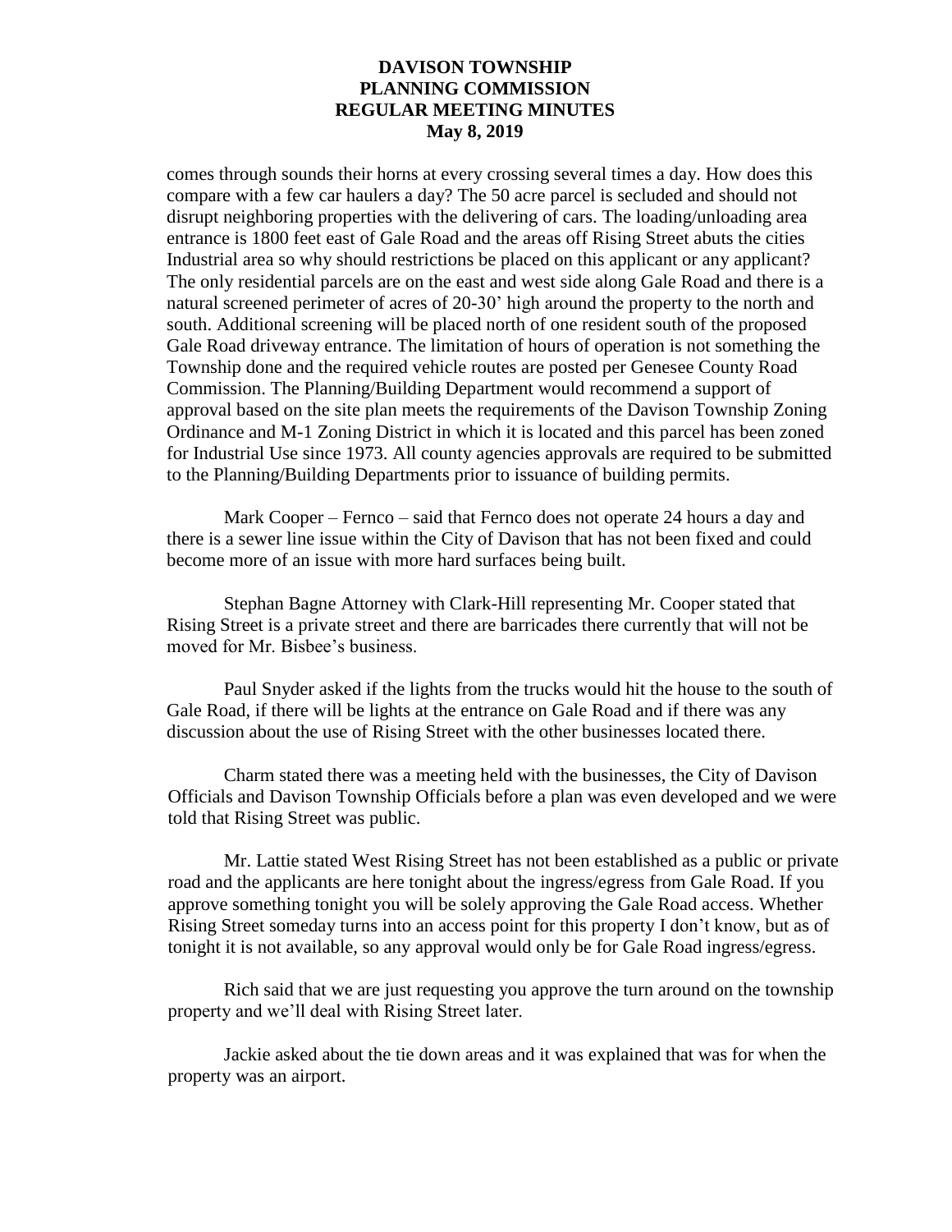comes through sounds their horns at every crossing several times a day. How does this compare with a few car haulers a day? The 50 acre parcel is secluded and should not disrupt neighboring properties with the delivering of cars. The loading/unloading area entrance is 1800 feet east of Gale Road and the areas off Rising Street abuts the cities Industrial area so why should restrictions be placed on this applicant or any applicant? The only residential parcels are on the east and west side along Gale Road and there is a natural screened perimeter of acres of 20-30' high around the property to the north and south. Additional screening will be placed north of one resident south of the proposed Gale Road driveway entrance. The limitation of hours of operation is not something the Township done and the required vehicle routes are posted per Genesee County Road Commission. The Planning/Building Department would recommend a support of approval based on the site plan meets the requirements of the Davison Township Zoning Ordinance and M-1 Zoning District in which it is located and this parcel has been zoned for Industrial Use since 1973. All county agencies approvals are required to be submitted to the Planning/Building Departments prior to issuance of building permits.

Mark Cooper – Fernco – said that Fernco does not operate 24 hours a day and there is a sewer line issue within the City of Davison that has not been fixed and could become more of an issue with more hard surfaces being built.

Stephan Bagne Attorney with Clark-Hill representing Mr. Cooper stated that Rising Street is a private street and there are barricades there currently that will not be moved for Mr. Bisbee's business.

Paul Snyder asked if the lights from the trucks would hit the house to the south of Gale Road, if there will be lights at the entrance on Gale Road and if there was any discussion about the use of Rising Street with the other businesses located there.

Charm stated there was a meeting held with the businesses, the City of Davison Officials and Davison Township Officials before a plan was even developed and we were told that Rising Street was public.

Mr. Lattie stated West Rising Street has not been established as a public or private road and the applicants are here tonight about the ingress/egress from Gale Road. If you approve something tonight you will be solely approving the Gale Road access. Whether Rising Street someday turns into an access point for this property I don't know, but as of tonight it is not available, so any approval would only be for Gale Road ingress/egress.

Rich said that we are just requesting you approve the turn around on the township property and we'll deal with Rising Street later.

Jackie asked about the tie down areas and it was explained that was for when the property was an airport.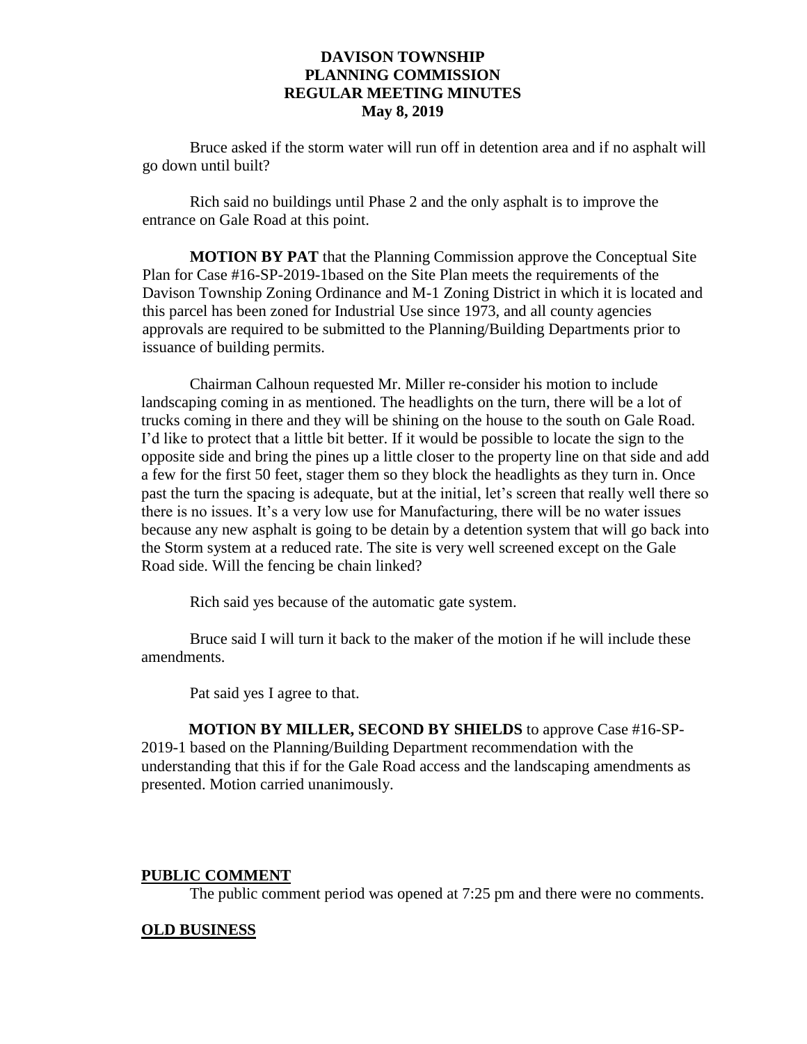**DAVISON TOWNSHIP**
**PLANNING COMMISSION**
**REGULAR MEETING MINUTES**
**May 8, 2019**

Bruce asked if the storm water will run off in detention area and if no asphalt will go down until built?

Rich said no buildings until Phase 2 and the only asphalt is to improve the entrance on Gale Road at this point.

**MOTION BY PAT** that the Planning Commission approve the Conceptual Site Plan for Case #16-SP-2019-1based on the Site Plan meets the requirements of the Davison Township Zoning Ordinance and M-1 Zoning District in which it is located and this parcel has been zoned for Industrial Use since 1973, and all county agencies approvals are required to be submitted to the Planning/Building Departments prior to issuance of building permits.

Chairman Calhoun requested Mr. Miller re-consider his motion to include landscaping coming in as mentioned. The headlights on the turn, there will be a lot of trucks coming in there and they will be shining on the house to the south on Gale Road. I'd like to protect that a little bit better. If it would be possible to locate the sign to the opposite side and bring the pines up a little closer to the property line on that side and add a few for the first 50 feet, stager them so they block the headlights as they turn in. Once past the turn the spacing is adequate, but at the initial, let's screen that really well there so there is no issues. It's a very low use for Manufacturing, there will be no water issues because any new asphalt is going to be detain by a detention system that will go back into the Storm system at a reduced rate. The site is very well screened except on the Gale Road side. Will the fencing be chain linked?

Rich said yes because of the automatic gate system.

Bruce said I will turn it back to the maker of the motion if he will include these amendments.

Pat said yes I agree to that.

**MOTION BY MILLER, SECOND BY SHIELDS** to approve Case #16-SP-2019-1 based on the Planning/Building Department recommendation with the understanding that this if for the Gale Road access and the landscaping amendments as presented. Motion carried unanimously.

## PUBLIC COMMENT

The public comment period was opened at 7:25 pm and there were no comments.

## OLD BUSINESS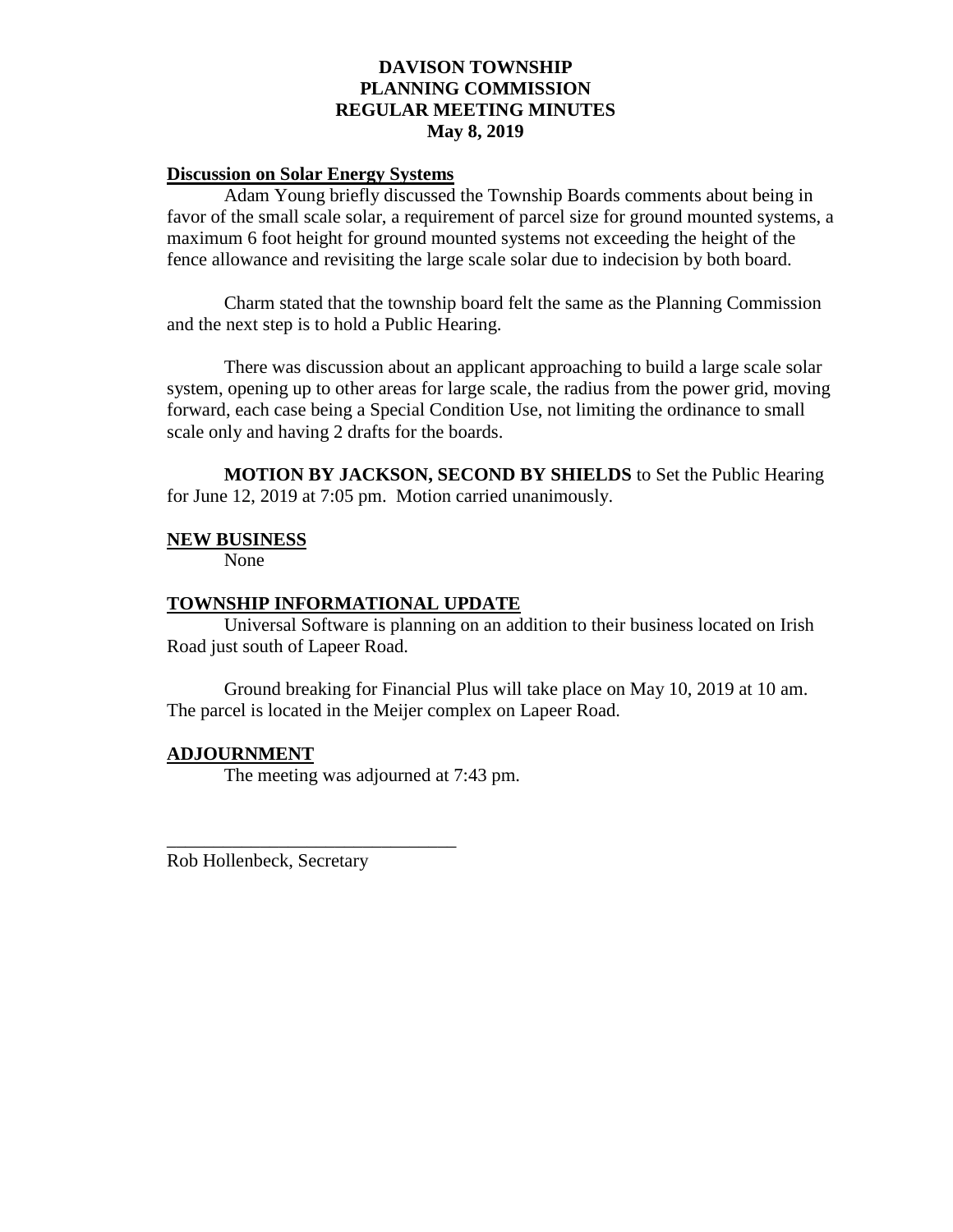**DAVISON TOWNSHIP**
**PLANNING COMMISSION**
**REGULAR MEETING MINUTES**
**May 8, 2019**

**Discussion on Solar Energy Systems**

Adam Young briefly discussed the Township Boards comments about being in favor of the small scale solar, a requirement of parcel size for ground mounted systems, a maximum 6 foot height for ground mounted systems not exceeding the height of the fence allowance and revisiting the large scale solar due to indecision by both board.

Charm stated that the township board felt the same as the Planning Commission and the next step is to hold a Public Hearing.

There was discussion about an applicant approaching to build a large scale solar system, opening up to other areas for large scale, the radius from the power grid, moving forward, each case being a Special Condition Use, not limiting the ordinance to small scale only and having 2 drafts for the boards.

**MOTION BY JACKSON, SECOND BY SHIELDS** to Set the Public Hearing for June 12, 2019 at 7:05 pm. Motion carried unanimously.

**NEW BUSINESS**

None

**TOWNSHIP INFORMATIONAL UPDATE**

Universal Software is planning on an addition to their business located on Irish Road just south of Lapeer Road.

Ground breaking for Financial Plus will take place on May 10, 2019 at 10 am. The parcel is located in the Meijer complex on Lapeer Road.

**ADJOURNMENT**

The meeting was adjourned at 7:43 pm.

\_\_\_\_\_\_\_\_\_\_\_\_\_\_\_\_\_\_\_\_\_\_\_\_\_\_\_\_\_\_

Rob Hollenbeck, Secretary